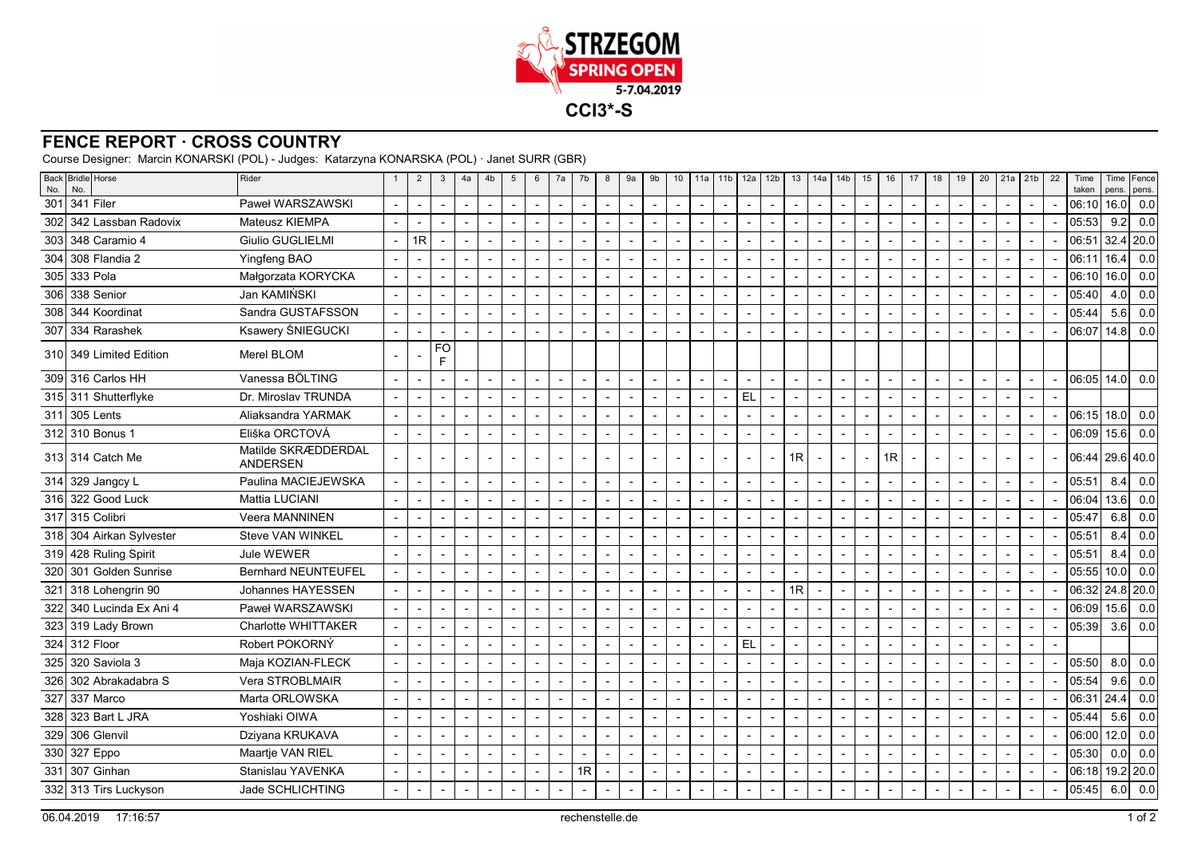# CCI3*-S

## FENCE REPORT · CROSS COUNTRY

Course Designer: Marcin KONARSKI (POL) - Judges: Katarzyna KONARSKA (POL) · Janet SURR (GBR)

| Back No. | Bridle No. | Horse | Rider | 1 | 2 | 3 | 4a | 4b | 5 | 6 | 7a | 7b | 8 | 9a | 9b | 10 | 11a | 11b | 12a | 12b | 13 | 14a | 14b | 15 | 16 | 17 | 18 | 19 | 20 | 21a | 21b | 22 | Time taken | Time pens. | Fence pens. |
|---|---|---|---|---|---|---|---|---|---|---|---|---|---|---|---|---|---|---|---|---|---|---|---|---|---|---|---|---|---|---|---|---|---|---|---|
| 301 | 341 | Filer | Paweł WARSZAWSKI | - | - | - | - | - | - | - | - | - | - | - | - | - | - | - | - | - | - | - | - | - | - | - | - | - | - | - | - | - | 06:10 | 16.0 | 0.0 |
| 302 | 342 | Lassban Radovix | Mateusz KIEMPA | - | - | - | - | - | - | - | - | - | - | - | - | - | - | - | - | - | - | - | - | - | - | - | - | - | - | - | - | - | 05:53 | 9.2 | 0.0 |
| 303 | 348 | Caramio 4 | Giulio GUGLIELMI | - | 1R | - | - | - | - | - | - | - | - | - | - | - | - | - | - | - | - | - | - | - | - | - | - | - | - | - | - | - | 06:51 | 32.4 | 20.0 |
| 304 | 308 | Flandia 2 | Yingfeng BAO | - | - | - | - | - | - | - | - | - | - | - | - | - | - | - | - | - | - | - | - | - | - | - | - | - | - | - | - | - | 06:11 | 16.4 | 0.0 |
| 305 | 333 | Pola | Małgorzata KORYCKA | - | - | - | - | - | - | - | - | - | - | - | - | - | - | - | - | - | - | - | - | - | - | - | - | - | - | - | - | - | 06:10 | 16.0 | 0.0 |
| 306 | 338 | Senior | Jan KAMIŃSKI | - | - | - | - | - | - | - | - | - | - | - | - | - | - | - | - | - | - | - | - | - | - | - | - | - | - | - | - | - | 05:40 | 4.0 | 0.0 |
| 308 | 344 | Koordinat | Sandra GUSTAFSSON | - | - | - | - | - | - | - | - | - | - | - | - | - | - | - | - | - | - | - | - | - | - | - | - | - | - | - | - | - | 05:44 | 5.6 | 0.0 |
| 307 | 334 | Rarashek | Ksawery ŚNIEGUCKI | - | - | - | - | - | - | - | - | - | - | - | - | - | - | - | - | - | - | - | - | - | - | - | - | - | - | - | - | - | 06:07 | 14.8 | 0.0 |
| 310 | 349 | Limited Edition | Merel BLOM | - | - | FOF | | | | | | | | | | | | | | | | | | | | | | | | | | | | | |
| 309 | 316 | Carlos HH | Vanessa BÖLTING | - | - | - | - | - | - | - | - | - | - | - | - | - | - | - | - | - | - | - | - | - | - | - | - | - | - | - | - | - | 06:05 | 14.0 | 0.0 |
| 315 | 311 | Shutterflyke | Dr. Miroslav TRUNDA | - | - | - | - | - | - | - | - | - | - | - | - | - | - | - | EL | - | - | - | - | - | - | - | - | - | - | - | - | - | | | |
| 311 | 305 | Lents | Aliaksandra YARMAK | - | - | - | - | - | - | - | - | - | - | - | - | - | - | - | - | - | - | - | - | - | - | - | - | - | - | - | - | - | 06:15 | 18.0 | 0.0 |
| 312 | 310 | Bonus 1 | Eliška ORCTOVÁ | - | - | - | - | - | - | - | - | - | - | - | - | - | - | - | - | - | - | - | - | - | - | - | - | - | - | - | - | - | 06:09 | 15.6 | 0.0 |
| 313 | 314 | Catch Me | Matilde SKRÆDDERDAL ANDERSEN | - | - | - | - | - | - | - | - | - | - | - | - | - | - | - | - | - | 1R | - | - | - | 1R | - | - | - | - | - | - | - | 06:44 | 29.6 | 40.0 |
| 314 | 329 | Jangcy L | Paulina MACIEJEWSKA | - | - | - | - | - | - | - | - | - | - | - | - | - | - | - | - | - | - | - | - | - | - | - | - | - | - | - | - | - | 05:51 | 8.4 | 0.0 |
| 316 | 322 | Good Luck | Mattia LUCIANI | - | - | - | - | - | - | - | - | - | - | - | - | - | - | - | - | - | - | - | - | - | - | - | - | - | - | - | - | - | 06:04 | 13.6 | 0.0 |
| 317 | 315 | Colibri | Veera MANNINEN | - | - | - | - | - | - | - | - | - | - | - | - | - | - | - | - | - | - | - | - | - | - | - | - | - | - | - | - | - | 05:47 | 6.8 | 0.0 |
| 318 | 304 | Airkan Sylvester | Steve VAN WINKEL | - | - | - | - | - | - | - | - | - | - | - | - | - | - | - | - | - | - | - | - | - | - | - | - | - | - | - | - | - | 05:51 | 8.4 | 0.0 |
| 319 | 428 | Ruling Spirit | Jule WEWER | - | - | - | - | - | - | - | - | - | - | - | - | - | - | - | - | - | - | - | - | - | - | - | - | - | - | - | - | - | 05:51 | 8.4 | 0.0 |
| 320 | 301 | Golden Sunrise | Bernhard NEUNTEUFEL | - | - | - | - | - | - | - | - | - | - | - | - | - | - | - | - | - | - | - | - | - | - | - | - | - | - | - | - | - | 05:55 | 10.0 | 0.0 |
| 321 | 318 | Lohengrin 90 | Johannes HAYESSEN | - | - | - | - | - | - | - | - | - | - | - | - | - | - | - | - | - | 1R | - | - | - | - | - | - | - | - | - | - | - | 06:32 | 24.8 | 20.0 |
| 322 | 340 | Lucinda Ex Ani 4 | Paweł WARSZAWSKI | - | - | - | - | - | - | - | - | - | - | - | - | - | - | - | - | - | - | - | - | - | - | - | - | - | - | - | - | - | 06:09 | 15.6 | 0.0 |
| 323 | 319 | Lady Brown | Charlotte WHITTAKER | - | - | - | - | - | - | - | - | - | - | - | - | - | - | - | - | - | - | - | - | - | - | - | - | - | - | - | - | - | 05:39 | 3.6 | 0.0 |
| 324 | 312 | Floor | Robert POKORNÝ | - | - | - | - | - | - | - | - | - | - | - | - | - | - | - | EL | - | - | - | - | - | - | - | - | - | - | - | - | - | | | |
| 325 | 320 | Saviola 3 | Maja KOZIAN-FLECK | - | - | - | - | - | - | - | - | - | - | - | - | - | - | - | - | - | - | - | - | - | - | - | - | - | - | - | - | - | 05:50 | 8.0 | 0.0 |
| 326 | 302 | Abrakadabra S | Vera STROBLMAIR | - | - | - | - | - | - | - | - | - | - | - | - | - | - | - | - | - | - | - | - | - | - | - | - | - | - | - | - | - | 05:54 | 9.6 | 0.0 |
| 327 | 337 | Marco | Marta ORLOWSKA | - | - | - | - | - | - | - | - | - | - | - | - | - | - | - | - | - | - | - | - | - | - | - | - | - | - | - | - | - | 06:31 | 24.4 | 0.0 |
| 328 | 323 | Bart L JRA | Yoshiaki OIWA | - | - | - | - | - | - | - | - | - | - | - | - | - | - | - | - | - | - | - | - | - | - | - | - | - | - | - | - | - | 05:44 | 5.6 | 0.0 |
| 329 | 306 | Glenvil | Dziyana KRUKAVA | - | - | - | - | - | - | - | - | - | - | - | - | - | - | - | - | - | - | - | - | - | - | - | - | - | - | - | - | - | 06:00 | 12.0 | 0.0 |
| 330 | 327 | Eppo | Maartje VAN RIEL | - | - | - | - | - | - | - | - | - | - | - | - | - | - | - | - | - | - | - | - | - | - | - | - | - | - | - | - | - | 05:30 | 0.0 | 0.0 |
| 331 | 307 | Ginhan | Stanislau YAVENKA | - | - | - | - | - | - | - | - | 1R | - | - | - | - | - | - | - | - | - | - | - | - | - | - | - | - | - | - | - | - | 06:18 | 19.2 | 20.0 |
| 332 | 313 | Tirs Luckyson | Jade SCHLICHTING | - | - | - | - | - | - | - | - | - | - | - | - | - | - | - | - | - | - | - | - | - | - | - | - | - | - | - | - | - | 05:45 | 6.0 | 0.0 |

06.04.2019 17:16:57 rechenstelle.de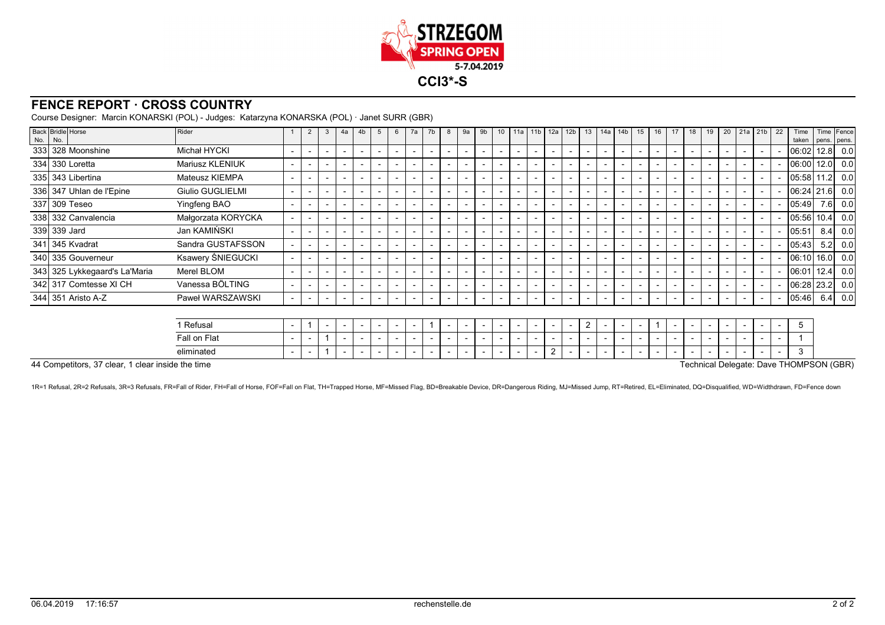**CCI3*-S**

## FENCE REPORT · CROSS COUNTRY

Course Designer: Marcin KONARSKI (POL) - Judges: Katarzyna KONARSKA (POL) · Janet SURR (GBR)

| Back No. | Bridle No. | Horse | Rider | 1 | 2 | 3 | 4a | 4b | 5 | 6 | 7a | 7b | 8 | 9a | 9b | 10 | 11a | 11b | 12a | 12b | 13 | 14a | 14b | 15 | 16 | 17 | 18 | 19 | 20 | 21a | 21b | 22 | Time taken | Time pens. | Fence pens. |
|---|---|---|---|---|---|---|---|---|---|---|---|---|---|---|---|---|---|---|---|---|---|---|---|---|---|---|---|---|---|---|---|---|---|---|---|
| 333 | 328 | Moonshine | Michał HYCKI | - | - | - | - | - | - | - | - | - | - | - | - | - | - | - | - | - | - | - | - | - | - | - | - | - | - | - | - | - | 06:02 | 12.8 | 0.0 |
| 334 | 330 | Loretta | Mariusz KLENIUK | - | - | - | - | - | - | - | - | - | - | - | - | - | - | - | - | - | - | - | - | - | - | - | - | - | - | - | - | - | 06:00 | 12.0 | 0.0 |
| 335 | 343 | Libertina | Mateusz KIEMPA | - | - | - | - | - | - | - | - | - | - | - | - | - | - | - | - | - | - | - | - | - | - | - | - | - | - | - | - | - | 05:58 | 11.2 | 0.0 |
| 336 | 347 | Uhlan de l'Epine | Giulio GUGLIELMI | - | - | - | - | - | - | - | - | - | - | - | - | - | - | - | - | - | - | - | - | - | - | - | - | - | - | - | - | - | 06:24 | 21.6 | 0.0 |
| 337 | 309 | Teseo | Yingfeng BAO | - | - | - | - | - | - | - | - | - | - | - | - | - | - | - | - | - | - | - | - | - | - | - | - | - | - | - | - | - | 05:49 | 7.6 | 0.0 |
| 338 | 332 | Canvalencia | Małgorzata KORYCKA | - | - | - | - | - | - | - | - | - | - | - | - | - | - | - | - | - | - | - | - | - | - | - | - | - | - | - | - | - | 05:56 | 10.4 | 0.0 |
| 339 | 339 | Jard | Jan KAMIŃSKI | - | - | - | - | - | - | - | - | - | - | - | - | - | - | - | - | - | - | - | - | - | - | - | - | - | - | - | - | - | 05:51 | 8.4 | 0.0 |
| 341 | 345 | Kvadrat | Sandra GUSTAFSSON | - | - | - | - | - | - | - | - | - | - | - | - | - | - | - | - | - | - | - | - | - | - | - | - | - | - | - | - | - | 05:43 | 5.2 | 0.0 |
| 340 | 335 | Gouverneur | Ksawery ŚNIEGUCKI | - | - | - | - | - | - | - | - | - | - | - | - | - | - | - | - | - | - | - | - | - | - | - | - | - | - | - | - | - | 06:10 | 16.0 | 0.0 |
| 343 | 325 | Lykkegaard's La'Maria | Merel BLOM | - | - | - | - | - | - | - | - | - | - | - | - | - | - | - | - | - | - | - | - | - | - | - | - | - | - | - | - | - | 06:01 | 12.4 | 0.0 |
| 342 | 317 | Comtesse XI CH | Vanessa BÖLTING | - | - | - | - | - | - | - | - | - | - | - | - | - | - | - | - | - | - | - | - | - | - | - | - | - | - | - | - | - | 06:28 | 23.2 | 0.0 |
| 344 | 351 | Aristo A-Z | Paweł WARSZAWSKI | - | - | - | - | - | - | - | - | - | - | - | - | - | - | - | - | - | - | - | - | - | - | - | - | - | - | - | - | - | 05:46 | 6.4 | 0.0 |
| | | | 1 Refusal | - | 1 | - | - | - | - | - | - | 1 | - | - | - | - | - | - | - | - | 2 | - | - | - | 1 | - | - | - | - | - | - | - | 5 | | |
| | | | Fall on Flat | - | - | 1 | - | - | - | - | - | - | - | - | - | - | - | - | - | - | - | - | - | - | - | - | - | - | - | - | - | - | 1 | | |
| | | | eliminated | - | - | 1 | - | - | - | - | - | - | - | - | - | - | - | - | 2 | - | - | - | - | - | - | - | - | - | - | - | - | - | 3 | | |

44 Competitors, 37 clear, 1 clear inside the time

Technical Delegate: Dave THOMPSON (GBR)

1R=1 Refusal, 2R=2 Refusals, 3R=3 Refusals, FR=Fall of Rider, FH=Fall of Horse, FOF=Fall on Flat, TH=Trapped Horse, MF=Missed Flag, BD=Breakable Device, DR=Dangerous Riding, MJ=Missed Jump, RT=Retired, EL=Eliminated, DQ=Disqualified, WD=Widthdrawn, FD=Fence down

06.04.2019 17:16:57

rechenstelle.de